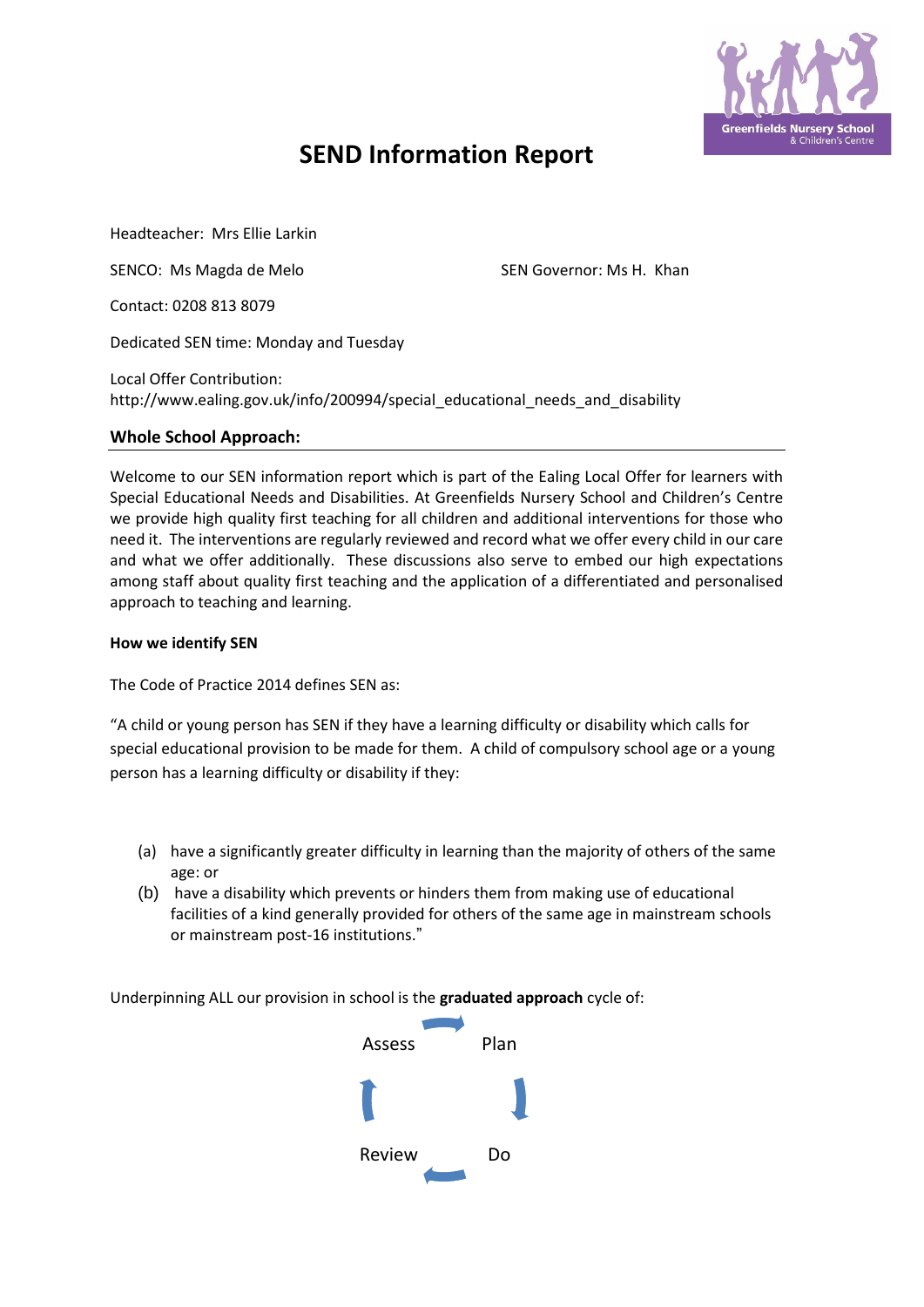# SEND Information Report

Headteacher: Mrs Ellie Larkin

SENCO: Ms Magda de Melo

SEN Governor: Ms H. Khan

Contact: 0208 813 8079

Dedicated SEN time: Monday and Tuesday

Local Offer Contribution:
http://www.ealing.gov.uk/info/200994/special_educational_needs_and_disability

## Whole School Approach:

Welcome to our SEN information report which is part of the Ealing Local Offer for learners with Special Educational Needs and Disabilities. At Greenfields Nursery School and Children's Centre we provide high quality first teaching for all children and additional interventions for those who need it. The interventions are regularly reviewed and record what we offer every child in our care and what we offer additionally. These discussions also serve to embed our high expectations among staff about quality first teaching and the application of a differentiated and personalised approach to teaching and learning.

**How we identify SEN**

The Code of Practice 2014 defines SEN as:

"A child or young person has SEN if they have a learning difficulty or disability which calls for special educational provision to be made for them. A child of compulsory school age or a young person has a learning difficulty or disability if they:

(a) have a significantly greater difficulty in learning than the majority of others of the same age: or
(b) have a disability which prevents or hinders them from making use of educational facilities of a kind generally provided for others of the same age in mainstream schools or mainstream post-16 institutions."

Underpinning ALL our provision in school is the **graduated approach** cycle of:

Assess → Plan → Do → Review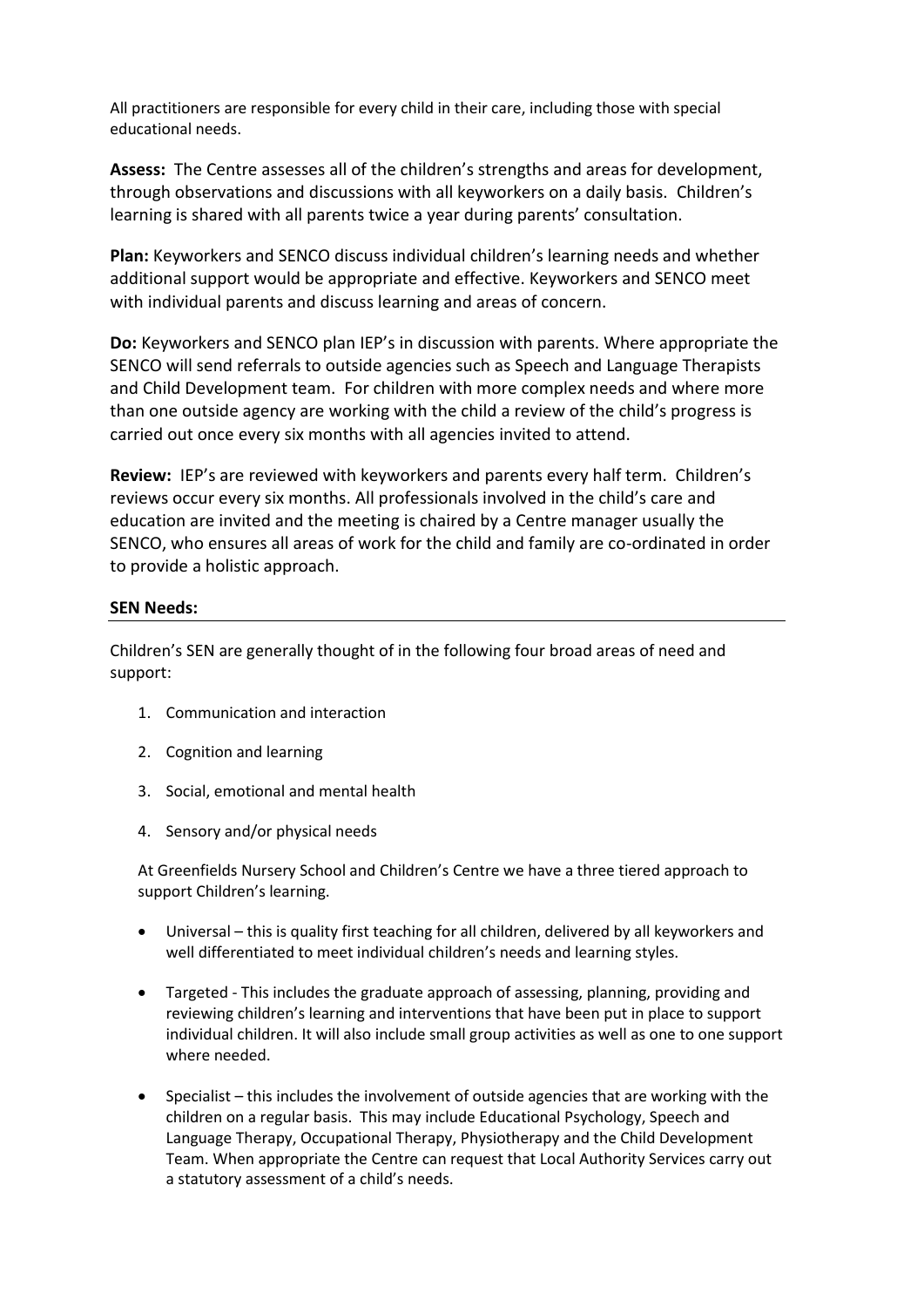All practitioners are responsible for every child in their care, including those with special educational needs.

**Assess:** The Centre assesses all of the children's strengths and areas for development, through observations and discussions with all keyworkers on a daily basis. Children's learning is shared with all parents twice a year during parents' consultation.

**Plan:** Keyworkers and SENCO discuss individual children's learning needs and whether additional support would be appropriate and effective. Keyworkers and SENCO meet with individual parents and discuss learning and areas of concern.

**Do:** Keyworkers and SENCO plan IEP's in discussion with parents. Where appropriate the SENCO will send referrals to outside agencies such as Speech and Language Therapists and Child Development team. For children with more complex needs and where more than one outside agency are working with the child a review of the child's progress is carried out once every six months with all agencies invited to attend.

**Review:** IEP's are reviewed with keyworkers and parents every half term. Children's reviews occur every six months. All professionals involved in the child's care and education are invited and the meeting is chaired by a Centre manager usually the SENCO, who ensures all areas of work for the child and family are co-ordinated in order to provide a holistic approach.

**SEN Needs:**

Children's SEN are generally thought of in the following four broad areas of need and support:

1. Communication and interaction
2. Cognition and learning
3. Social, emotional and mental health
4. Sensory and/or physical needs

At Greenfields Nursery School and Children's Centre we have a three tiered approach to support Children's learning.

- Universal – this is quality first teaching for all children, delivered by all keyworkers and well differentiated to meet individual children's needs and learning styles.
- Targeted - This includes the graduate approach of assessing, planning, providing and reviewing children's learning and interventions that have been put in place to support individual children. It will also include small group activities as well as one to one support where needed.
- Specialist – this includes the involvement of outside agencies that are working with the children on a regular basis. This may include Educational Psychology, Speech and Language Therapy, Occupational Therapy, Physiotherapy and the Child Development Team. When appropriate the Centre can request that Local Authority Services carry out a statutory assessment of a child's needs.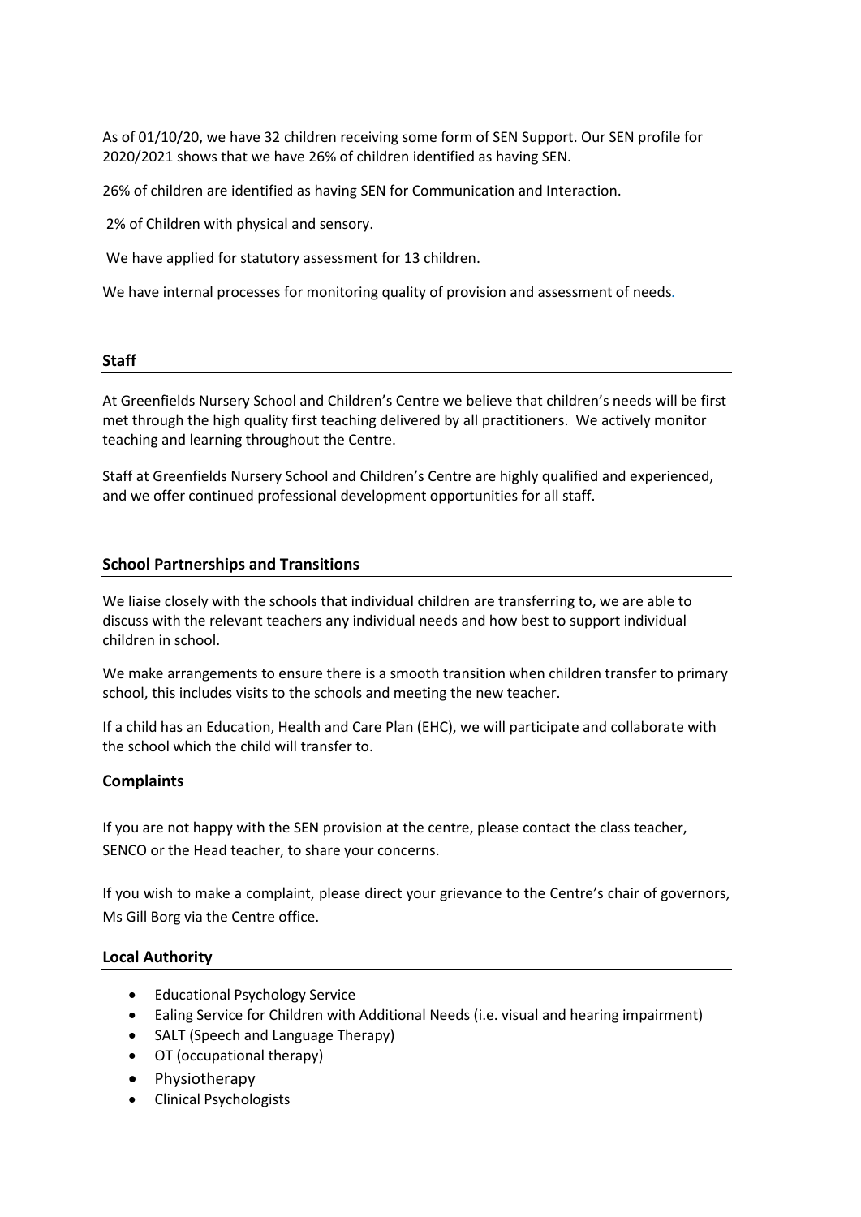As of 01/10/20, we have 32 children receiving some form of SEN Support. Our SEN profile for 2020/2021 shows that we have 26% of children identified as having SEN.

26% of children are identified as having SEN for Communication and Interaction.

2% of Children with physical and sensory.

We have applied for statutory assessment for 13 children.

We have internal processes for monitoring quality of provision and assessment of needs.

## Staff

At Greenfields Nursery School and Children's Centre we believe that children's needs will be first met through the high quality first teaching delivered by all practitioners. We actively monitor teaching and learning throughout the Centre.

Staff at Greenfields Nursery School and Children's Centre are highly qualified and experienced, and we offer continued professional development opportunities for all staff.

## School Partnerships and Transitions

We liaise closely with the schools that individual children are transferring to, we are able to discuss with the relevant teachers any individual needs and how best to support individual children in school.

We make arrangements to ensure there is a smooth transition when children transfer to primary school, this includes visits to the schools and meeting the new teacher.

If a child has an Education, Health and Care Plan (EHC), we will participate and collaborate with the school which the child will transfer to.

## Complaints

If you are not happy with the SEN provision at the centre, please contact the class teacher, SENCO or the Head teacher, to share your concerns.

If you wish to make a complaint, please direct your grievance to the Centre's chair of governors, Ms Gill Borg via the Centre office.

## Local Authority

- Educational Psychology Service
- Ealing Service for Children with Additional Needs (i.e. visual and hearing impairment)
- SALT (Speech and Language Therapy)
- OT (occupational therapy)
- Physiotherapy
- Clinical Psychologists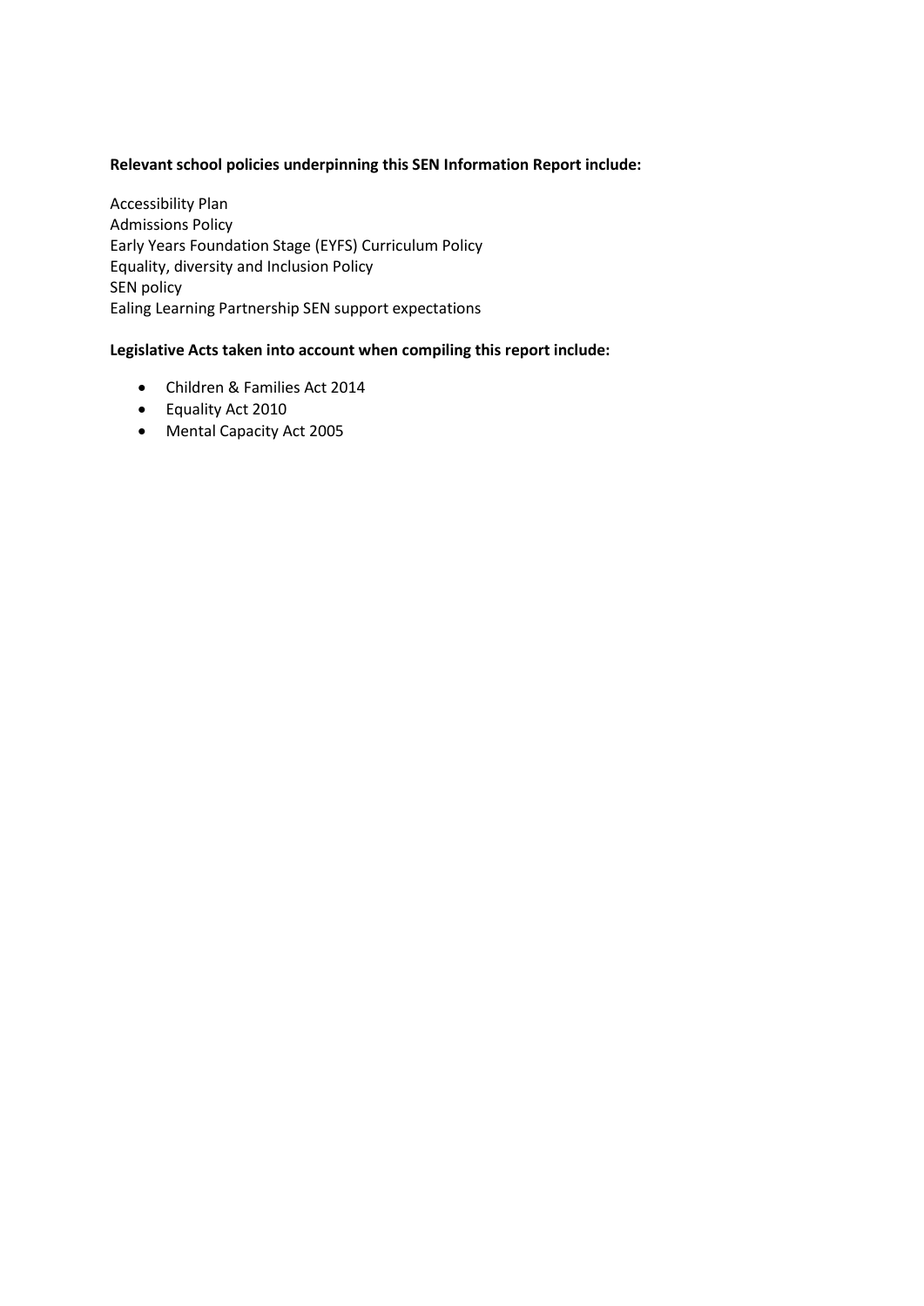**Relevant school policies underpinning this SEN Information Report include:**

Accessibility Plan
Admissions Policy
Early Years Foundation Stage (EYFS) Curriculum Policy
Equality, diversity and Inclusion Policy
SEN policy
Ealing Learning Partnership SEN support expectations

**Legislative Acts taken into account when compiling this report include:**

- Children & Families Act 2014
- Equality Act 2010
- Mental Capacity Act 2005